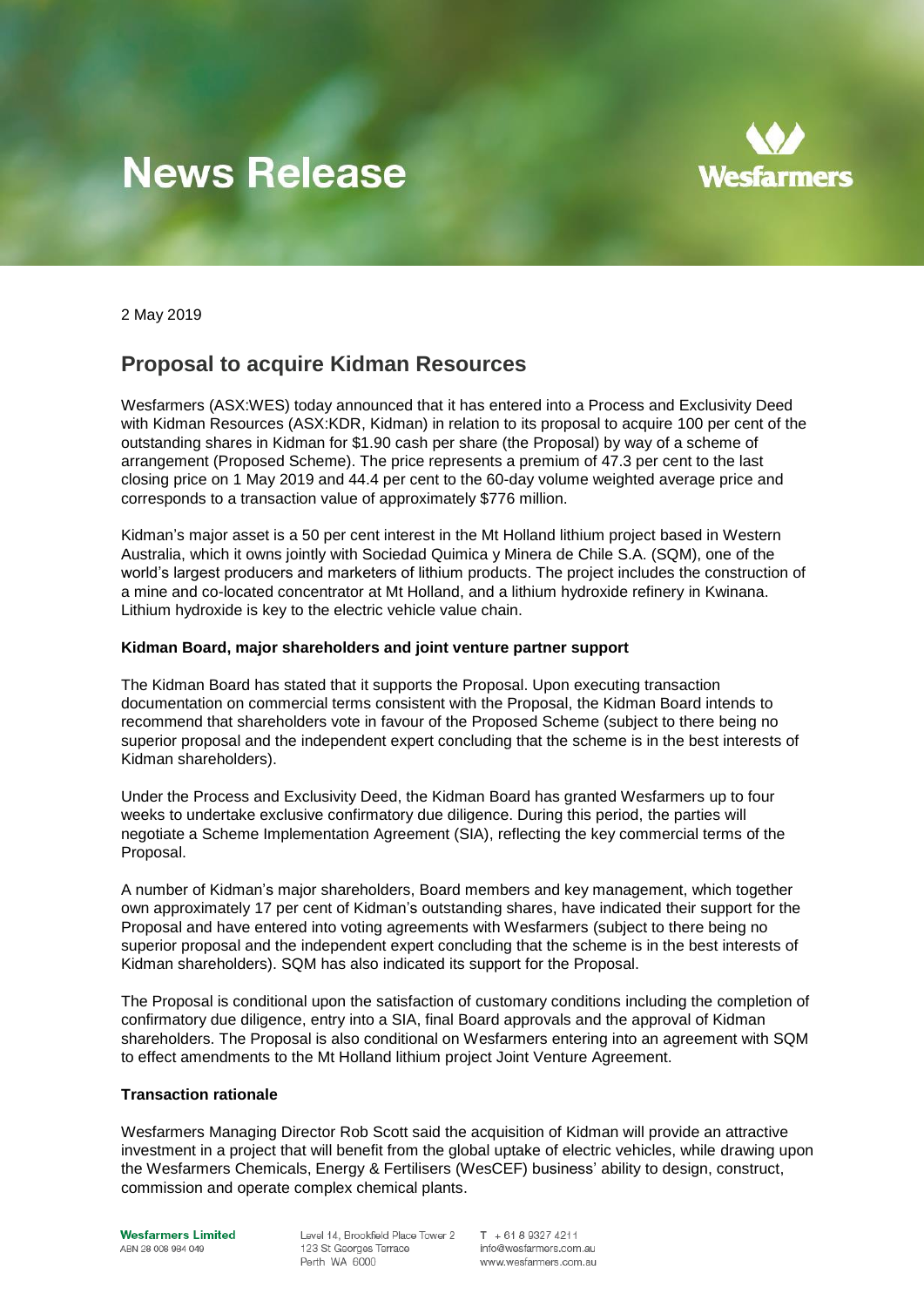# News Release

2 May 2019

## Proposal to acquire Kidman Resources

Wesfarmers (ASX:WES) today announced that it has entered into a Process and Exclusivity Deed with Kidman Resources (ASX:KDR, Kidman) in relation to its proposal to acquire 100 per cent of the outstanding shares in Kidman for $1.90 cash per share (the Proposal) by way of a scheme of arrangement (Proposed Scheme). The price represents a premium of 47.3 per cent to the last closing price on 1 May 2019 and 44.4 per cent to the 60-day volume weighted average price and corresponds to a transaction value of approximately $776 million.

Kidman's major asset is a 50 per cent interest in the Mt Holland lithium project based in Western Australia, which it owns jointly with Sociedad Quimica y Minera de Chile S.A. (SQM), one of the world's largest producers and marketers of lithium products. The project includes the construction of a mine and co-located concentrator at Mt Holland, and a lithium hydroxide refinery in Kwinana. Lithium hydroxide is key to the electric vehicle value chain.

**Kidman Board, major shareholders and joint venture partner support**

The Kidman Board has stated that it supports the Proposal. Upon executing transaction documentation on commercial terms consistent with the Proposal, the Kidman Board intends to recommend that shareholders vote in favour of the Proposed Scheme (subject to there being no superior proposal and the independent expert concluding that the scheme is in the best interests of Kidman shareholders).

Under the Process and Exclusivity Deed, the Kidman Board has granted Wesfarmers up to four weeks to undertake exclusive confirmatory due diligence. During this period, the parties will negotiate a Scheme Implementation Agreement (SIA), reflecting the key commercial terms of the Proposal.

A number of Kidman's major shareholders, Board members and key management, which together own approximately 17 per cent of Kidman's outstanding shares, have indicated their support for the Proposal and have entered into voting agreements with Wesfarmers (subject to there being no superior proposal and the independent expert concluding that the scheme is in the best interests of Kidman shareholders). SQM has also indicated its support for the Proposal.

The Proposal is conditional upon the satisfaction of customary conditions including the completion of confirmatory due diligence, entry into a SIA, final Board approvals and the approval of Kidman shareholders. The Proposal is also conditional on Wesfarmers entering into an agreement with SQM to effect amendments to the Mt Holland lithium project Joint Venture Agreement.

**Transaction rationale**

Wesfarmers Managing Director Rob Scott said the acquisition of Kidman will provide an attractive investment in a project that will benefit from the global uptake of electric vehicles, while drawing upon the Wesfarmers Chemicals, Energy & Fertilisers (WesCEF) business' ability to design, construct, commission and operate complex chemical plants.

**Wesfarmers Limited**
ABN 28 008 984 049

Level 14, Brookfield Place Tower 2
123 St Georges Terrace
Perth WA 6000

T + 61 8 9327 4211
info@wesfarmers.com.au
www.wesfarmers.com.au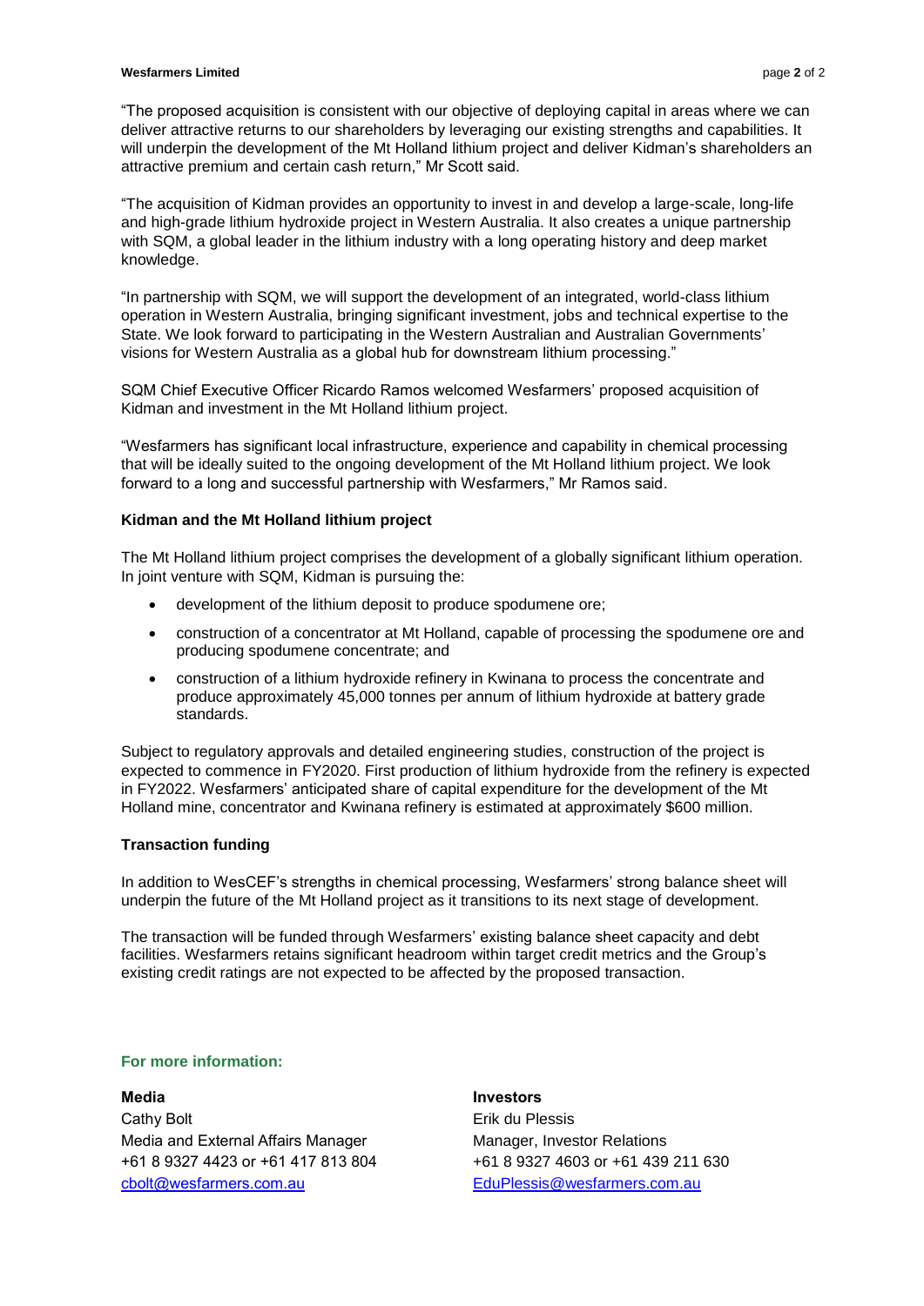"The proposed acquisition is consistent with our objective of deploying capital in areas where we can deliver attractive returns to our shareholders by leveraging our existing strengths and capabilities. It will underpin the development of the Mt Holland lithium project and deliver Kidman's shareholders an attractive premium and certain cash return," Mr Scott said.

"The acquisition of Kidman provides an opportunity to invest in and develop a large-scale, long-life and high-grade lithium hydroxide project in Western Australia. It also creates a unique partnership with SQM, a global leader in the lithium industry with a long operating history and deep market knowledge.

"In partnership with SQM, we will support the development of an integrated, world-class lithium operation in Western Australia, bringing significant investment, jobs and technical expertise to the State. We look forward to participating in the Western Australian and Australian Governments' visions for Western Australia as a global hub for downstream lithium processing."

SQM Chief Executive Officer Ricardo Ramos welcomed Wesfarmers' proposed acquisition of Kidman and investment in the Mt Holland lithium project.

"Wesfarmers has significant local infrastructure, experience and capability in chemical processing that will be ideally suited to the ongoing development of the Mt Holland lithium project. We look forward to a long and successful partnership with Wesfarmers," Mr Ramos said.

**Kidman and the Mt Holland lithium project**

The Mt Holland lithium project comprises the development of a globally significant lithium operation. In joint venture with SQM, Kidman is pursuing the:

- development of the lithium deposit to produce spodumene ore;
- construction of a concentrator at Mt Holland, capable of processing the spodumene ore and producing spodumene concentrate; and
- construction of a lithium hydroxide refinery in Kwinana to process the concentrate and produce approximately 45,000 tonnes per annum of lithium hydroxide at battery grade standards.

Subject to regulatory approvals and detailed engineering studies, construction of the project is expected to commence in FY2020. First production of lithium hydroxide from the refinery is expected in FY2022. Wesfarmers' anticipated share of capital expenditure for the development of the Mt Holland mine, concentrator and Kwinana refinery is estimated at approximately $600 million.

**Transaction funding**

In addition to WesCEF's strengths in chemical processing, Wesfarmers' strong balance sheet will underpin the future of the Mt Holland project as it transitions to its next stage of development.

The transaction will be funded through Wesfarmers' existing balance sheet capacity and debt facilities. Wesfarmers retains significant headroom within target credit metrics and the Group's existing credit ratings are not expected to be affected by the proposed transaction.

**For more information:**

**Media**
Cathy Bolt
Media and External Affairs Manager
+61 8 9327 4423 or +61 417 813 804
cbolt@wesfarmers.com.au

**Investors**
Erik du Plessis
Manager, Investor Relations
+61 8 9327 4603 or +61 439 211 630
EduPlessis@wesfarmers.com.au